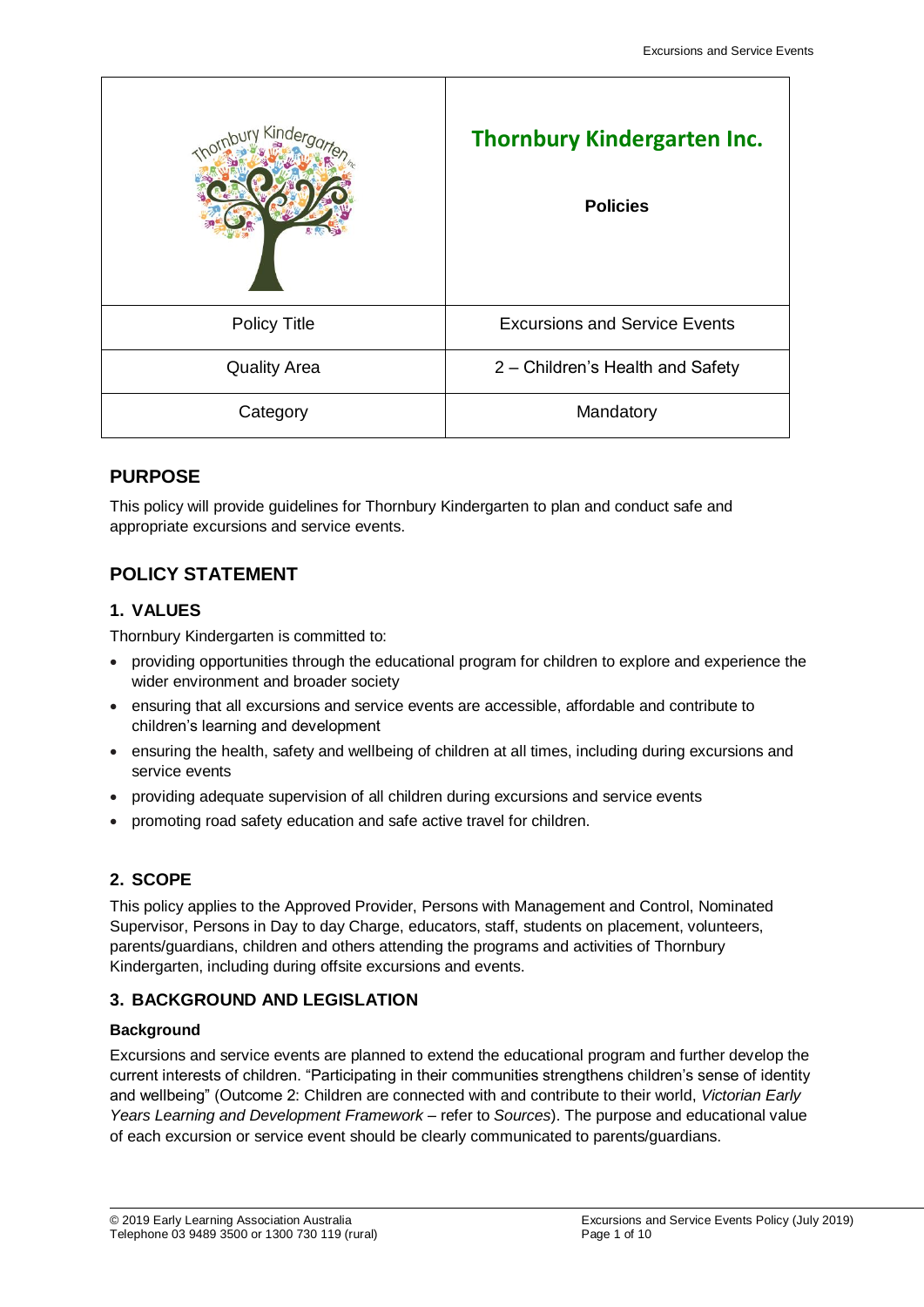| Thornbury Kindergarten Inc. | **Thornbury Kindergarten Inc.**<br><br>**Policies** |
| --- | --- |
| Policy Title | Excursions and Service Events |
| Quality Area | 2 – Children's Health and Safety |
| Category | Mandatory |

## PURPOSE

This policy will provide guidelines for Thornbury Kindergarten to plan and conduct safe and appropriate excursions and service events.

## POLICY STATEMENT

### 1. VALUES

Thornbury Kindergarten is committed to:

- providing opportunities through the educational program for children to explore and experience the wider environment and broader society
- ensuring that all excursions and service events are accessible, affordable and contribute to children's learning and development
- ensuring the health, safety and wellbeing of children at all times, including during excursions and service events
- providing adequate supervision of all children during excursions and service events
- promoting road safety education and safe active travel for children.

### 2. SCOPE

This policy applies to the Approved Provider, Persons with Management and Control, Nominated Supervisor, Persons in Day to day Charge, educators, staff, students on placement, volunteers, parents/guardians, children and others attending the programs and activities of Thornbury Kindergarten, including during offsite excursions and events.

### 3. BACKGROUND AND LEGISLATION

#### Background

Excursions and service events are planned to extend the educational program and further develop the current interests of children. "Participating in their communities strengthens children's sense of identity and wellbeing" (Outcome 2: Children are connected with and contribute to their world, *Victorian Early Years Learning and Development Framework* – refer to *Sources*). The purpose and educational value of each excursion or service event should be clearly communicated to parents/guardians.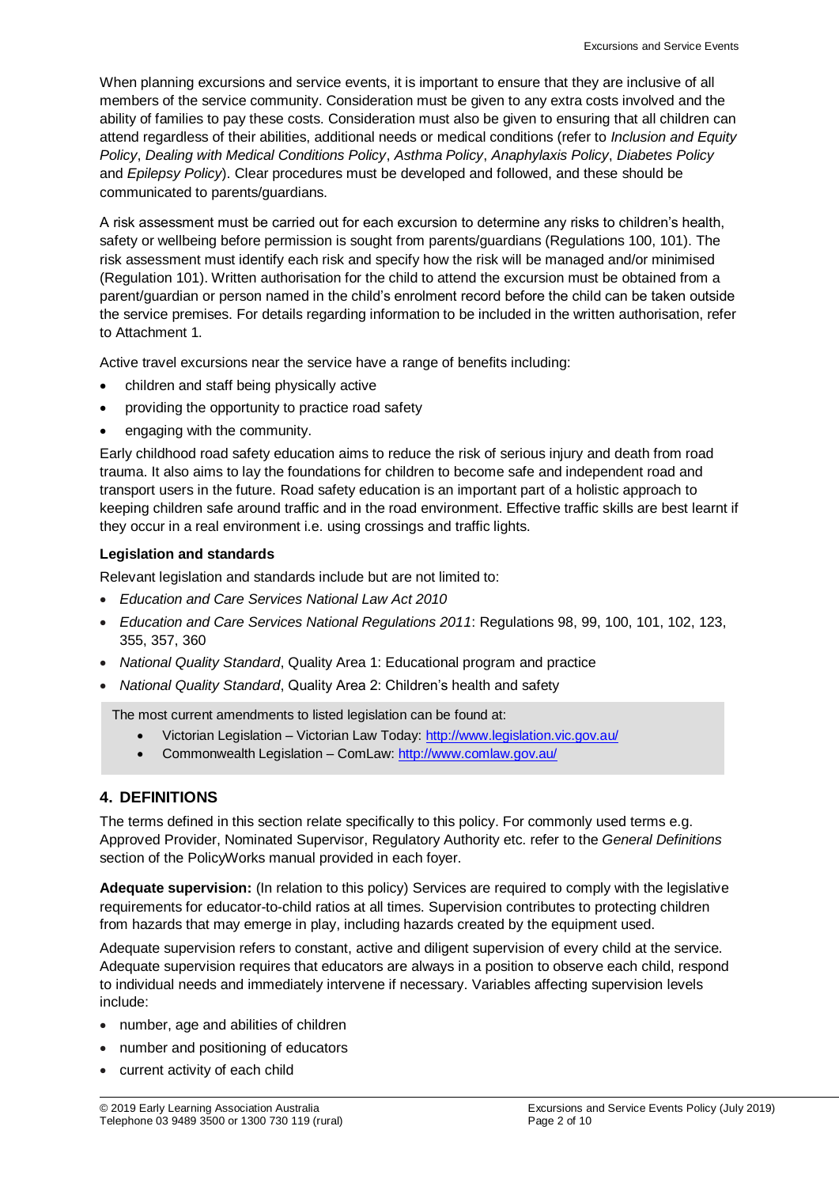When planning excursions and service events, it is important to ensure that they are inclusive of all members of the service community. Consideration must be given to any extra costs involved and the ability of families to pay these costs. Consideration must also be given to ensuring that all children can attend regardless of their abilities, additional needs or medical conditions (refer to *Inclusion and Equity Policy*, *Dealing with Medical Conditions Policy*, *Asthma Policy*, *Anaphylaxis Policy*, *Diabetes Policy* and *Epilepsy Policy*). Clear procedures must be developed and followed, and these should be communicated to parents/guardians.

A risk assessment must be carried out for each excursion to determine any risks to children's health, safety or wellbeing before permission is sought from parents/guardians (Regulations 100, 101). The risk assessment must identify each risk and specify how the risk will be managed and/or minimised (Regulation 101). Written authorisation for the child to attend the excursion must be obtained from a parent/guardian or person named in the child's enrolment record before the child can be taken outside the service premises. For details regarding information to be included in the written authorisation, refer to Attachment 1.

Active travel excursions near the service have a range of benefits including:

- children and staff being physically active
- providing the opportunity to practice road safety
- engaging with the community.

Early childhood road safety education aims to reduce the risk of serious injury and death from road trauma. It also aims to lay the foundations for children to become safe and independent road and transport users in the future. Road safety education is an important part of a holistic approach to keeping children safe around traffic and in the road environment. Effective traffic skills are best learnt if they occur in a real environment i.e. using crossings and traffic lights.

**Legislation and standards**

Relevant legislation and standards include but are not limited to:

- *Education and Care Services National Law Act 2010*
- *Education and Care Services National Regulations 2011*: Regulations 98, 99, 100, 101, 102, 123, 355, 357, 360
- *National Quality Standard*, Quality Area 1: Educational program and practice
- *National Quality Standard*, Quality Area 2: Children's health and safety

> The most current amendments to listed legislation can be found at:
>
> - Victorian Legislation – Victorian Law Today: http://www.legislation.vic.gov.au/
> - Commonwealth Legislation – ComLaw: http://www.comlaw.gov.au/

## 4. DEFINITIONS

The terms defined in this section relate specifically to this policy. For commonly used terms e.g. Approved Provider, Nominated Supervisor, Regulatory Authority etc. refer to the *General Definitions* section of the PolicyWorks manual provided in each foyer.

**Adequate supervision:** (In relation to this policy) Services are required to comply with the legislative requirements for educator-to-child ratios at all times. Supervision contributes to protecting children from hazards that may emerge in play, including hazards created by the equipment used.

Adequate supervision refers to constant, active and diligent supervision of every child at the service. Adequate supervision requires that educators are always in a position to observe each child, respond to individual needs and immediately intervene if necessary. Variables affecting supervision levels include:

- number, age and abilities of children
- number and positioning of educators
- current activity of each child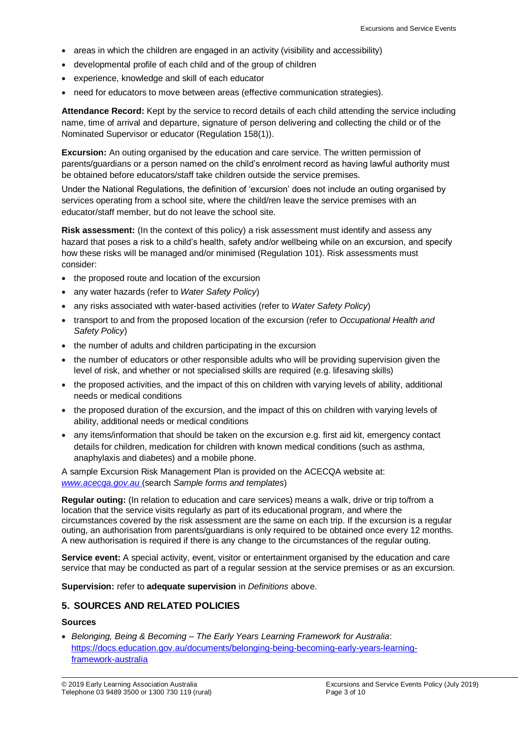- areas in which the children are engaged in an activity (visibility and accessibility)
- developmental profile of each child and of the group of children
- experience, knowledge and skill of each educator
- need for educators to move between areas (effective communication strategies).

**Attendance Record:** Kept by the service to record details of each child attending the service including name, time of arrival and departure, signature of person delivering and collecting the child or of the Nominated Supervisor or educator (Regulation 158(1)).

**Excursion:** An outing organised by the education and care service. The written permission of parents/guardians or a person named on the child's enrolment record as having lawful authority must be obtained before educators/staff take children outside the service premises.

Under the National Regulations, the definition of 'excursion' does not include an outing organised by services operating from a school site, where the child/ren leave the service premises with an educator/staff member, but do not leave the school site.

**Risk assessment:** (In the context of this policy) a risk assessment must identify and assess any hazard that poses a risk to a child's health, safety and/or wellbeing while on an excursion, and specify how these risks will be managed and/or minimised (Regulation 101). Risk assessments must consider:

- the proposed route and location of the excursion
- any water hazards (refer to *Water Safety Policy*)
- any risks associated with water-based activities (refer to *Water Safety Policy*)
- transport to and from the proposed location of the excursion (refer to *Occupational Health and Safety Policy*)
- the number of adults and children participating in the excursion
- the number of educators or other responsible adults who will be providing supervision given the level of risk, and whether or not specialised skills are required (e.g. lifesaving skills)
- the proposed activities, and the impact of this on children with varying levels of ability, additional needs or medical conditions
- the proposed duration of the excursion, and the impact of this on children with varying levels of ability, additional needs or medical conditions
- any items/information that should be taken on the excursion e.g. first aid kit, emergency contact details for children, medication for children with known medical conditions (such as asthma, anaphylaxis and diabetes) and a mobile phone.

A sample Excursion Risk Management Plan is provided on the ACECQA website at: [www.acecqa.gov.au](http://www.acecqa.gov.au) (search *Sample forms and templates*)

**Regular outing:** (In relation to education and care services) means a walk, drive or trip to/from a location that the service visits regularly as part of its educational program, and where the circumstances covered by the risk assessment are the same on each trip. If the excursion is a regular outing, an authorisation from parents/guardians is only required to be obtained once every 12 months. A new authorisation is required if there is any change to the circumstances of the regular outing.

**Service event:** A special activity, event, visitor or entertainment organised by the education and care service that may be conducted as part of a regular session at the service premises or as an excursion.

**Supervision:** refer to **adequate supervision** in *Definitions* above.

## 5. SOURCES AND RELATED POLICIES

### Sources

- *Belonging, Being & Becoming – The Early Years Learning Framework for Australia*: [https://docs.education.gov.au/documents/belonging-being-becoming-early-years-learning-framework-australia](https://docs.education.gov.au/documents/belonging-being-becoming-early-years-learning-framework-australia)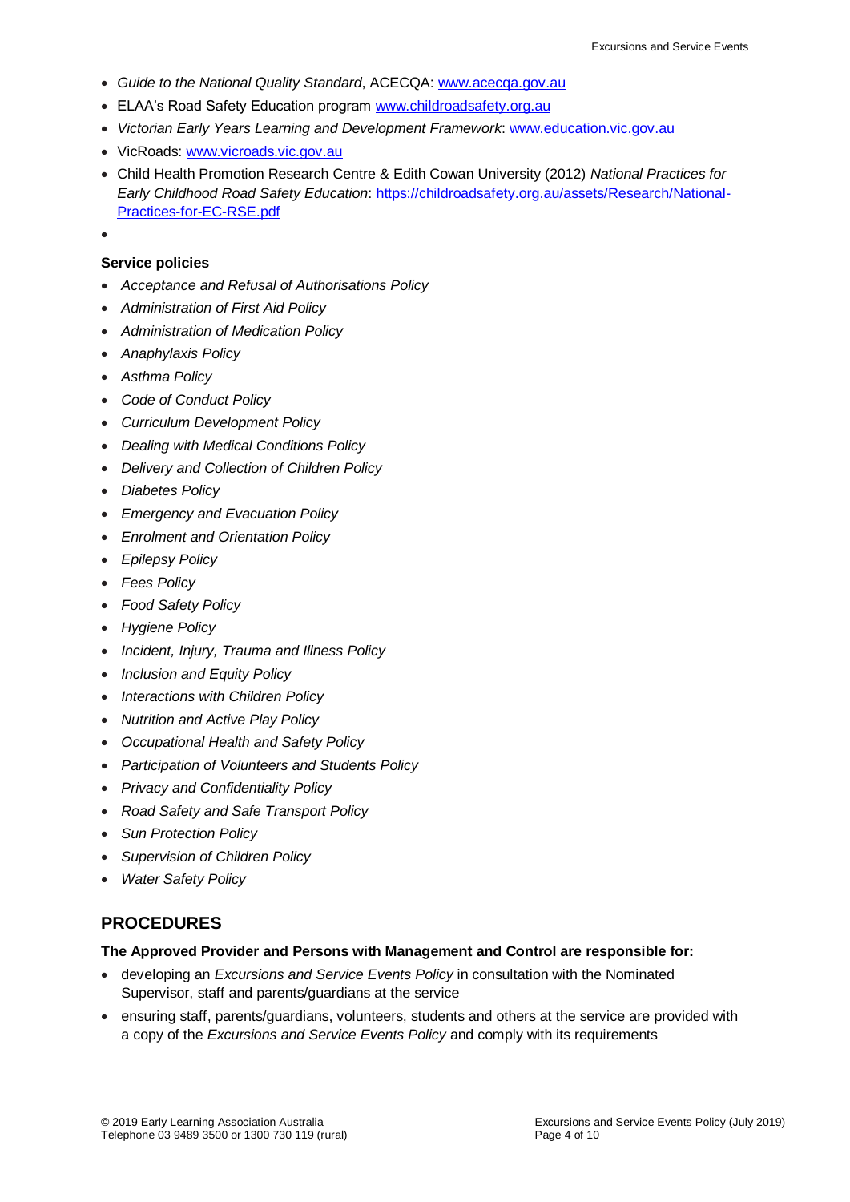- *Guide to the National Quality Standard*, ACECQA: www.acecqa.gov.au
- ELAA's Road Safety Education program www.childroadsafety.org.au
- *Victorian Early Years Learning and Development Framework*: www.education.vic.gov.au
- VicRoads: www.vicroads.vic.gov.au
- Child Health Promotion Research Centre & Edith Cowan University (2012) *National Practices for Early Childhood Road Safety Education*: https://childroadsafety.org.au/assets/Research/National-Practices-for-EC-RSE.pdf
-

**Service policies**

- *Acceptance and Refusal of Authorisations Policy*
- *Administration of First Aid Policy*
- *Administration of Medication Policy*
- *Anaphylaxis Policy*
- *Asthma Policy*
- *Code of Conduct Policy*
- *Curriculum Development Policy*
- *Dealing with Medical Conditions Policy*
- *Delivery and Collection of Children Policy*
- *Diabetes Policy*
- *Emergency and Evacuation Policy*
- *Enrolment and Orientation Policy*
- *Epilepsy Policy*
- *Fees Policy*
- *Food Safety Policy*
- *Hygiene Policy*
- *Incident, Injury, Trauma and Illness Policy*
- *Inclusion and Equity Policy*
- *Interactions with Children Policy*
- *Nutrition and Active Play Policy*
- *Occupational Health and Safety Policy*
- *Participation of Volunteers and Students Policy*
- *Privacy and Confidentiality Policy*
- *Road Safety and Safe Transport Policy*
- *Sun Protection Policy*
- *Supervision of Children Policy*
- *Water Safety Policy*

## PROCEDURES

**The Approved Provider and Persons with Management and Control are responsible for:**

- developing an *Excursions and Service Events Policy* in consultation with the Nominated Supervisor, staff and parents/guardians at the service
- ensuring staff, parents/guardians, volunteers, students and others at the service are provided with a copy of the *Excursions and Service Events Policy* and comply with its requirements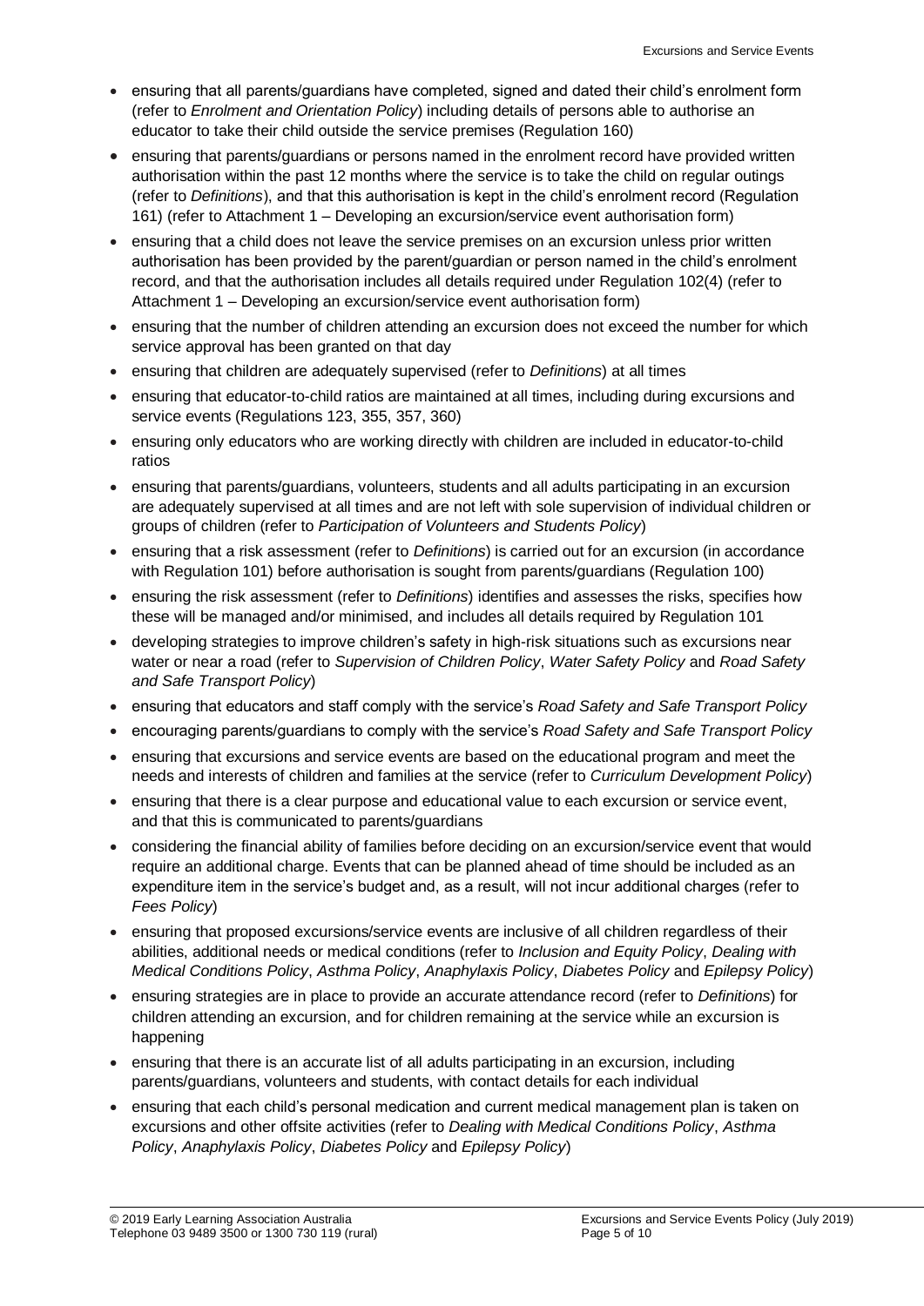- ensuring that all parents/guardians have completed, signed and dated their child's enrolment form (refer to *Enrolment and Orientation Policy*) including details of persons able to authorise an educator to take their child outside the service premises (Regulation 160)
- ensuring that parents/guardians or persons named in the enrolment record have provided written authorisation within the past 12 months where the service is to take the child on regular outings (refer to *Definitions*), and that this authorisation is kept in the child's enrolment record (Regulation 161) (refer to Attachment 1 – Developing an excursion/service event authorisation form)
- ensuring that a child does not leave the service premises on an excursion unless prior written authorisation has been provided by the parent/guardian or person named in the child's enrolment record, and that the authorisation includes all details required under Regulation 102(4) (refer to Attachment 1 – Developing an excursion/service event authorisation form)
- ensuring that the number of children attending an excursion does not exceed the number for which service approval has been granted on that day
- ensuring that children are adequately supervised (refer to *Definitions*) at all times
- ensuring that educator-to-child ratios are maintained at all times, including during excursions and service events (Regulations 123, 355, 357, 360)
- ensuring only educators who are working directly with children are included in educator-to-child ratios
- ensuring that parents/guardians, volunteers, students and all adults participating in an excursion are adequately supervised at all times and are not left with sole supervision of individual children or groups of children (refer to *Participation of Volunteers and Students Policy*)
- ensuring that a risk assessment (refer to *Definitions*) is carried out for an excursion (in accordance with Regulation 101) before authorisation is sought from parents/guardians (Regulation 100)
- ensuring the risk assessment (refer to *Definitions*) identifies and assesses the risks, specifies how these will be managed and/or minimised, and includes all details required by Regulation 101
- developing strategies to improve children's safety in high-risk situations such as excursions near water or near a road (refer to *Supervision of Children Policy*, *Water Safety Policy* and *Road Safety and Safe Transport Policy*)
- ensuring that educators and staff comply with the service's *Road Safety and Safe Transport Policy*
- encouraging parents/guardians to comply with the service's *Road Safety and Safe Transport Policy*
- ensuring that excursions and service events are based on the educational program and meet the needs and interests of children and families at the service (refer to *Curriculum Development Policy*)
- ensuring that there is a clear purpose and educational value to each excursion or service event, and that this is communicated to parents/guardians
- considering the financial ability of families before deciding on an excursion/service event that would require an additional charge. Events that can be planned ahead of time should be included as an expenditure item in the service's budget and, as a result, will not incur additional charges (refer to *Fees Policy*)
- ensuring that proposed excursions/service events are inclusive of all children regardless of their abilities, additional needs or medical conditions (refer to *Inclusion and Equity Policy*, *Dealing with Medical Conditions Policy*, *Asthma Policy*, *Anaphylaxis Policy*, *Diabetes Policy* and *Epilepsy Policy*)
- ensuring strategies are in place to provide an accurate attendance record (refer to *Definitions*) for children attending an excursion, and for children remaining at the service while an excursion is happening
- ensuring that there is an accurate list of all adults participating in an excursion, including parents/guardians, volunteers and students, with contact details for each individual
- ensuring that each child's personal medication and current medical management plan is taken on excursions and other offsite activities (refer to *Dealing with Medical Conditions Policy*, *Asthma Policy*, *Anaphylaxis Policy*, *Diabetes Policy* and *Epilepsy Policy*)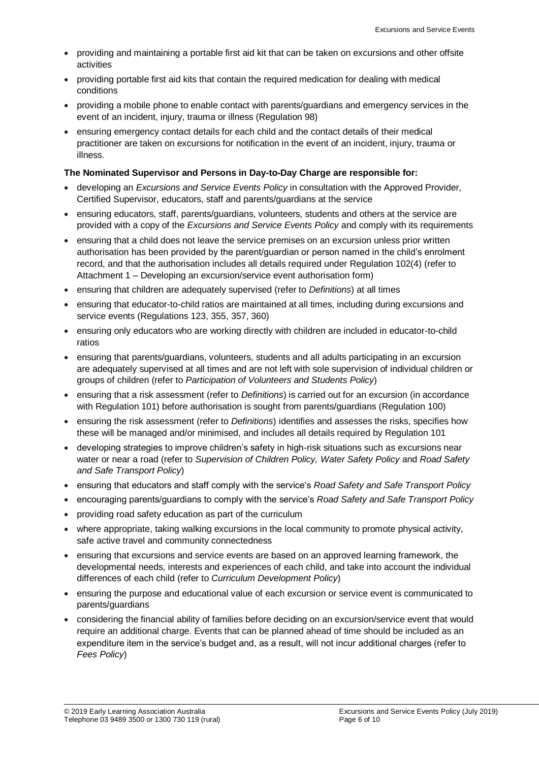- providing and maintaining a portable first aid kit that can be taken on excursions and other offsite activities
- providing portable first aid kits that contain the required medication for dealing with medical conditions
- providing a mobile phone to enable contact with parents/guardians and emergency services in the event of an incident, injury, trauma or illness (Regulation 98)
- ensuring emergency contact details for each child and the contact details of their medical practitioner are taken on excursions for notification in the event of an incident, injury, trauma or illness.

**The Nominated Supervisor and Persons in Day-to-Day Charge are responsible for:**

- developing an *Excursions and Service Events Policy* in consultation with the Approved Provider, Certified Supervisor, educators, staff and parents/guardians at the service
- ensuring educators, staff, parents/guardians, volunteers, students and others at the service are provided with a copy of the *Excursions and Service Events Policy* and comply with its requirements
- ensuring that a child does not leave the service premises on an excursion unless prior written authorisation has been provided by the parent/guardian or person named in the child's enrolment record, and that the authorisation includes all details required under Regulation 102(4) (refer to Attachment 1 – Developing an excursion/service event authorisation form)
- ensuring that children are adequately supervised (refer to *Definitions*) at all times
- ensuring that educator-to-child ratios are maintained at all times, including during excursions and service events (Regulations 123, 355, 357, 360)
- ensuring only educators who are working directly with children are included in educator-to-child ratios
- ensuring that parents/guardians, volunteers, students and all adults participating in an excursion are adequately supervised at all times and are not left with sole supervision of individual children or groups of children (refer to *Participation of Volunteers and Students Policy*)
- ensuring that a risk assessment (refer to *Definitions*) is carried out for an excursion (in accordance with Regulation 101) before authorisation is sought from parents/guardians (Regulation 100)
- ensuring the risk assessment (refer to *Definitions*) identifies and assesses the risks, specifies how these will be managed and/or minimised, and includes all details required by Regulation 101
- developing strategies to improve children's safety in high-risk situations such as excursions near water or near a road (refer to *Supervision of Children Policy, Water Safety Policy* and *Road Safety and Safe Transport Policy*)
- ensuring that educators and staff comply with the service's *Road Safety and Safe Transport Policy*
- encouraging parents/guardians to comply with the service's *Road Safety and Safe Transport Policy*
- providing road safety education as part of the curriculum
- where appropriate, taking walking excursions in the local community to promote physical activity, safe active travel and community connectedness
- ensuring that excursions and service events are based on an approved learning framework, the developmental needs, interests and experiences of each child, and take into account the individual differences of each child (refer to *Curriculum Development Policy*)
- ensuring the purpose and educational value of each excursion or service event is communicated to parents/guardians
- considering the financial ability of families before deciding on an excursion/service event that would require an additional charge. Events that can be planned ahead of time should be included as an expenditure item in the service's budget and, as a result, will not incur additional charges (refer to *Fees Policy*)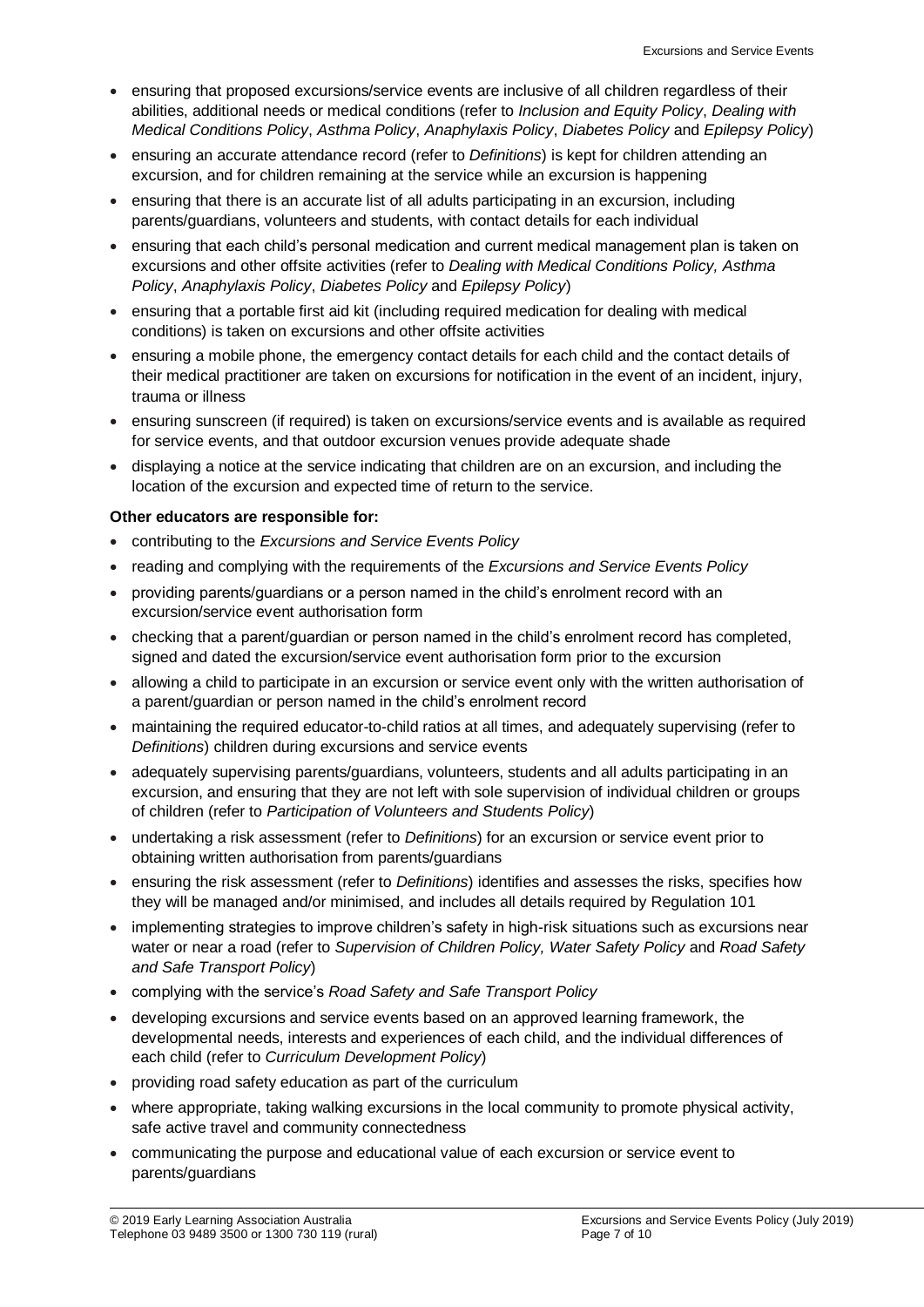- ensuring that proposed excursions/service events are inclusive of all children regardless of their abilities, additional needs or medical conditions (refer to *Inclusion and Equity Policy*, *Dealing with Medical Conditions Policy*, *Asthma Policy*, *Anaphylaxis Policy*, *Diabetes Policy* and *Epilepsy Policy*)
- ensuring an accurate attendance record (refer to *Definitions*) is kept for children attending an excursion, and for children remaining at the service while an excursion is happening
- ensuring that there is an accurate list of all adults participating in an excursion, including parents/guardians, volunteers and students, with contact details for each individual
- ensuring that each child's personal medication and current medical management plan is taken on excursions and other offsite activities (refer to *Dealing with Medical Conditions Policy, Asthma Policy*, *Anaphylaxis Policy*, *Diabetes Policy* and *Epilepsy Policy*)
- ensuring that a portable first aid kit (including required medication for dealing with medical conditions) is taken on excursions and other offsite activities
- ensuring a mobile phone, the emergency contact details for each child and the contact details of their medical practitioner are taken on excursions for notification in the event of an incident, injury, trauma or illness
- ensuring sunscreen (if required) is taken on excursions/service events and is available as required for service events, and that outdoor excursion venues provide adequate shade
- displaying a notice at the service indicating that children are on an excursion, and including the location of the excursion and expected time of return to the service.

**Other educators are responsible for:**

- contributing to the *Excursions and Service Events Policy*
- reading and complying with the requirements of the *Excursions and Service Events Policy*
- providing parents/guardians or a person named in the child's enrolment record with an excursion/service event authorisation form
- checking that a parent/guardian or person named in the child's enrolment record has completed, signed and dated the excursion/service event authorisation form prior to the excursion
- allowing a child to participate in an excursion or service event only with the written authorisation of a parent/guardian or person named in the child's enrolment record
- maintaining the required educator-to-child ratios at all times, and adequately supervising (refer to *Definitions*) children during excursions and service events
- adequately supervising parents/guardians, volunteers, students and all adults participating in an excursion, and ensuring that they are not left with sole supervision of individual children or groups of children (refer to *Participation of Volunteers and Students Policy*)
- undertaking a risk assessment (refer to *Definitions*) for an excursion or service event prior to obtaining written authorisation from parents/guardians
- ensuring the risk assessment (refer to *Definitions*) identifies and assesses the risks, specifies how they will be managed and/or minimised, and includes all details required by Regulation 101
- implementing strategies to improve children's safety in high-risk situations such as excursions near water or near a road (refer to *Supervision of Children Policy, Water Safety Policy* and *Road Safety and Safe Transport Policy*)
- complying with the service's *Road Safety and Safe Transport Policy*
- developing excursions and service events based on an approved learning framework, the developmental needs, interests and experiences of each child, and the individual differences of each child (refer to *Curriculum Development Policy*)
- providing road safety education as part of the curriculum
- where appropriate, taking walking excursions in the local community to promote physical activity, safe active travel and community connectedness
- communicating the purpose and educational value of each excursion or service event to parents/guardians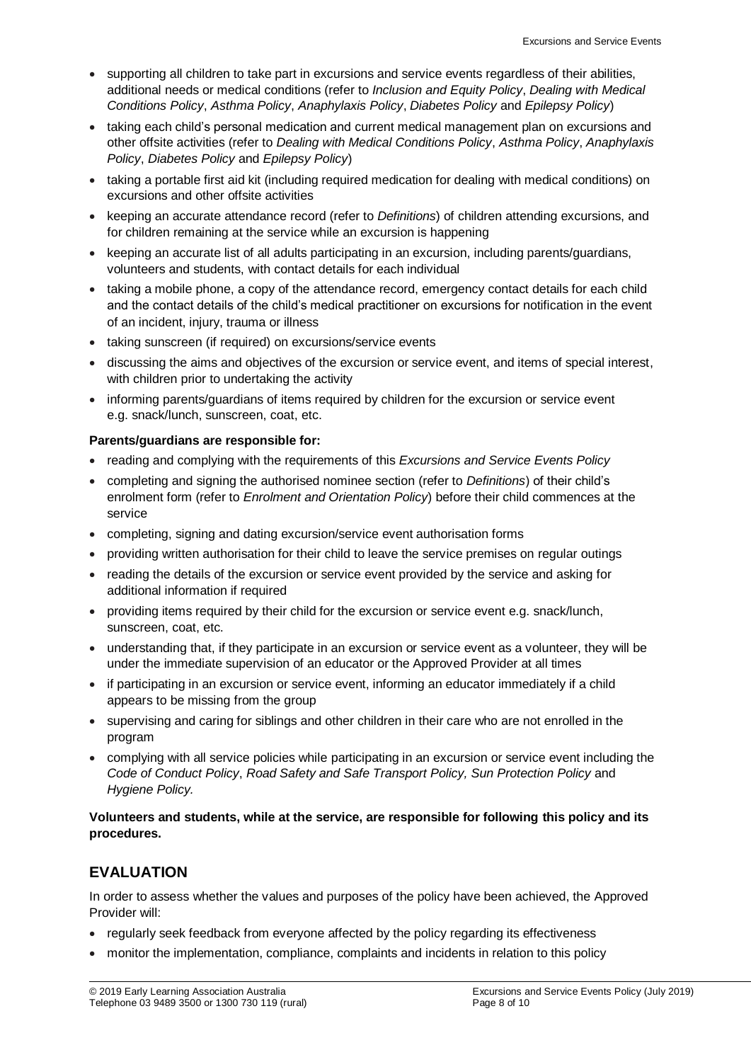- supporting all children to take part in excursions and service events regardless of their abilities, additional needs or medical conditions (refer to *Inclusion and Equity Policy*, *Dealing with Medical Conditions Policy*, *Asthma Policy*, *Anaphylaxis Policy*, *Diabetes Policy* and *Epilepsy Policy*)
- taking each child's personal medication and current medical management plan on excursions and other offsite activities (refer to *Dealing with Medical Conditions Policy*, *Asthma Policy*, *Anaphylaxis Policy*, *Diabetes Policy* and *Epilepsy Policy*)
- taking a portable first aid kit (including required medication for dealing with medical conditions) on excursions and other offsite activities
- keeping an accurate attendance record (refer to *Definitions*) of children attending excursions, and for children remaining at the service while an excursion is happening
- keeping an accurate list of all adults participating in an excursion, including parents/guardians, volunteers and students, with contact details for each individual
- taking a mobile phone, a copy of the attendance record, emergency contact details for each child and the contact details of the child's medical practitioner on excursions for notification in the event of an incident, injury, trauma or illness
- taking sunscreen (if required) on excursions/service events
- discussing the aims and objectives of the excursion or service event, and items of special interest, with children prior to undertaking the activity
- informing parents/guardians of items required by children for the excursion or service event e.g. snack/lunch, sunscreen, coat, etc.

**Parents/guardians are responsible for:**

- reading and complying with the requirements of this *Excursions and Service Events Policy*
- completing and signing the authorised nominee section (refer to *Definitions*) of their child's enrolment form (refer to *Enrolment and Orientation Policy*) before their child commences at the service
- completing, signing and dating excursion/service event authorisation forms
- providing written authorisation for their child to leave the service premises on regular outings
- reading the details of the excursion or service event provided by the service and asking for additional information if required
- providing items required by their child for the excursion or service event e.g. snack/lunch, sunscreen, coat, etc.
- understanding that, if they participate in an excursion or service event as a volunteer, they will be under the immediate supervision of an educator or the Approved Provider at all times
- if participating in an excursion or service event, informing an educator immediately if a child appears to be missing from the group
- supervising and caring for siblings and other children in their care who are not enrolled in the program
- complying with all service policies while participating in an excursion or service event including the *Code of Conduct Policy*, *Road Safety and Safe Transport Policy, Sun Protection Policy* and *Hygiene Policy.*

**Volunteers and students, while at the service, are responsible for following this policy and its procedures.**

## EVALUATION

In order to assess whether the values and purposes of the policy have been achieved, the Approved Provider will:

- regularly seek feedback from everyone affected by the policy regarding its effectiveness
- monitor the implementation, compliance, complaints and incidents in relation to this policy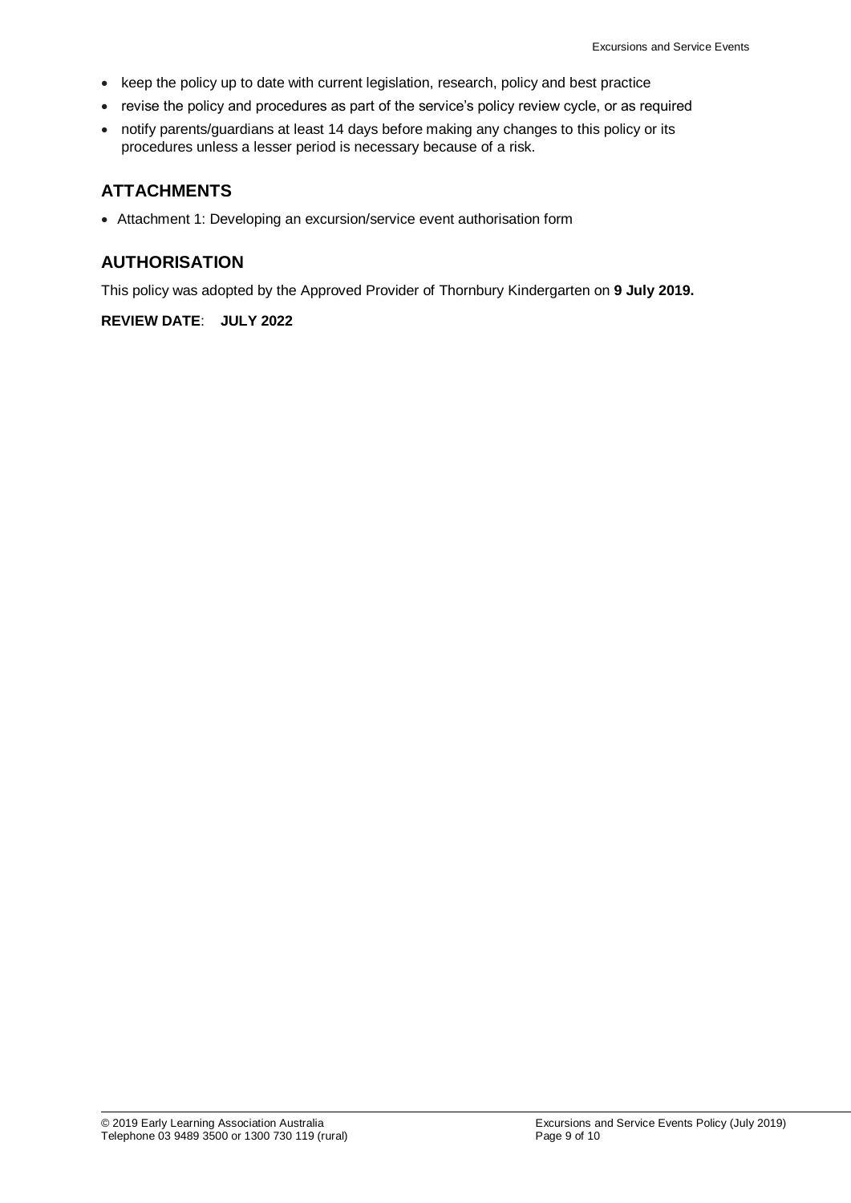- keep the policy up to date with current legislation, research, policy and best practice
- revise the policy and procedures as part of the service's policy review cycle, or as required
- notify parents/guardians at least 14 days before making any changes to this policy or its procedures unless a lesser period is necessary because of a risk.

## ATTACHMENTS

- Attachment 1: Developing an excursion/service event authorisation form

## AUTHORISATION

This policy was adopted by the Approved Provider of Thornbury Kindergarten on **9 July 2019.**

**REVIEW DATE**: **JULY 2022**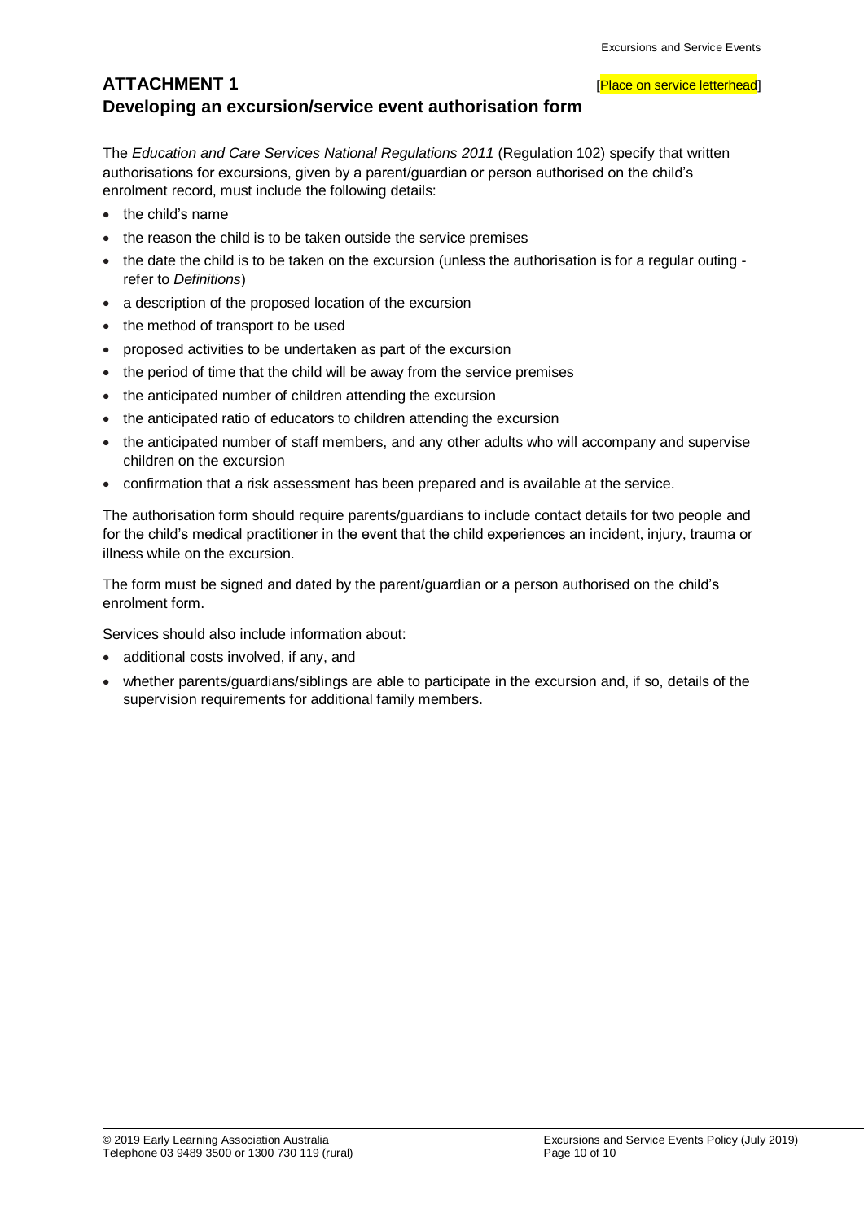## ATTACHMENT 1

[Place on service letterhead]

## Developing an excursion/service event authorisation form

The *Education and Care Services National Regulations 2011* (Regulation 102) specify that written authorisations for excursions, given by a parent/guardian or person authorised on the child's enrolment record, must include the following details:

- the child's name
- the reason the child is to be taken outside the service premises
- the date the child is to be taken on the excursion (unless the authorisation is for a regular outing - refer to *Definitions*)
- a description of the proposed location of the excursion
- the method of transport to be used
- proposed activities to be undertaken as part of the excursion
- the period of time that the child will be away from the service premises
- the anticipated number of children attending the excursion
- the anticipated ratio of educators to children attending the excursion
- the anticipated number of staff members, and any other adults who will accompany and supervise children on the excursion
- confirmation that a risk assessment has been prepared and is available at the service.

The authorisation form should require parents/guardians to include contact details for two people and for the child's medical practitioner in the event that the child experiences an incident, injury, trauma or illness while on the excursion.

The form must be signed and dated by the parent/guardian or a person authorised on the child's enrolment form.

Services should also include information about:

- additional costs involved, if any, and
- whether parents/guardians/siblings are able to participate in the excursion and, if so, details of the supervision requirements for additional family members.